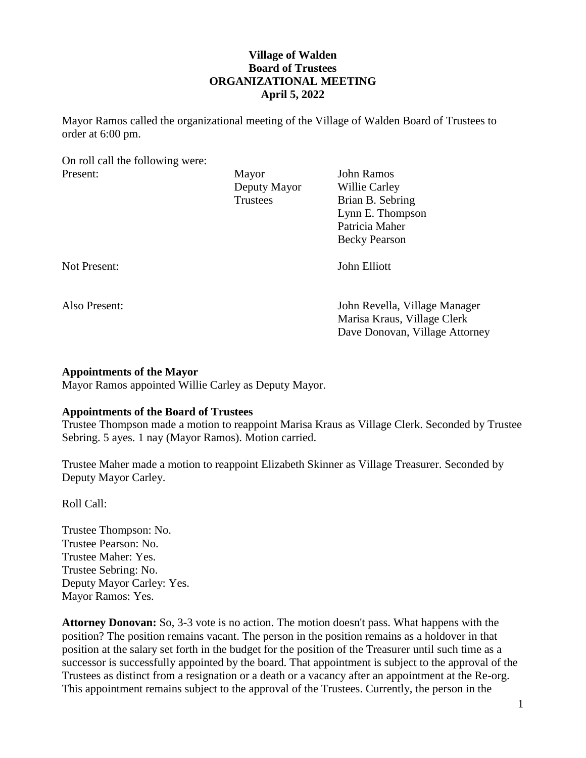**Village of Walden**
**Board of Trustees**
**ORGANIZATIONAL MEETING**
**April 5, 2022**

Mayor Ramos called the organizational meeting of the Village of Walden Board of Trustees to order at 6:00 pm.

On roll call the following were:

| | | |
|---|---|---|
| Present: | Mayor | John Ramos |
| | Deputy Mayor | Willie Carley |
| | Trustees | Brian B. Sebring |
| | | Lynn E. Thompson |
| | | Patricia Maher |
| | | Becky Pearson |
| Not Present: | | John Elliott |
| Also Present: | | John Revella, Village Manager |
| | | Marisa Kraus, Village Clerk |
| | | Dave Donovan, Village Attorney |

**Appointments of the Mayor**

Mayor Ramos appointed Willie Carley as Deputy Mayor.

**Appointments of the Board of Trustees**

Trustee Thompson made a motion to reappoint Marisa Kraus as Village Clerk. Seconded by Trustee Sebring. 5 ayes. 1 nay (Mayor Ramos). Motion carried.

Trustee Maher made a motion to reappoint Elizabeth Skinner as Village Treasurer. Seconded by Deputy Mayor Carley.

Roll Call:

Trustee Thompson: No.
Trustee Pearson: No.
Trustee Maher: Yes.
Trustee Sebring: No.
Deputy Mayor Carley: Yes.
Mayor Ramos: Yes.

**Attorney Donovan:** So, 3-3 vote is no action. The motion doesn't pass. What happens with the position? The position remains vacant. The person in the position remains as a holdover in that position at the salary set forth in the budget for the position of the Treasurer until such time as a successor is successfully appointed by the board. That appointment is subject to the approval of the Trustees as distinct from a resignation or a death or a vacancy after an appointment at the Re-org. This appointment remains subject to the approval of the Trustees. Currently, the person in the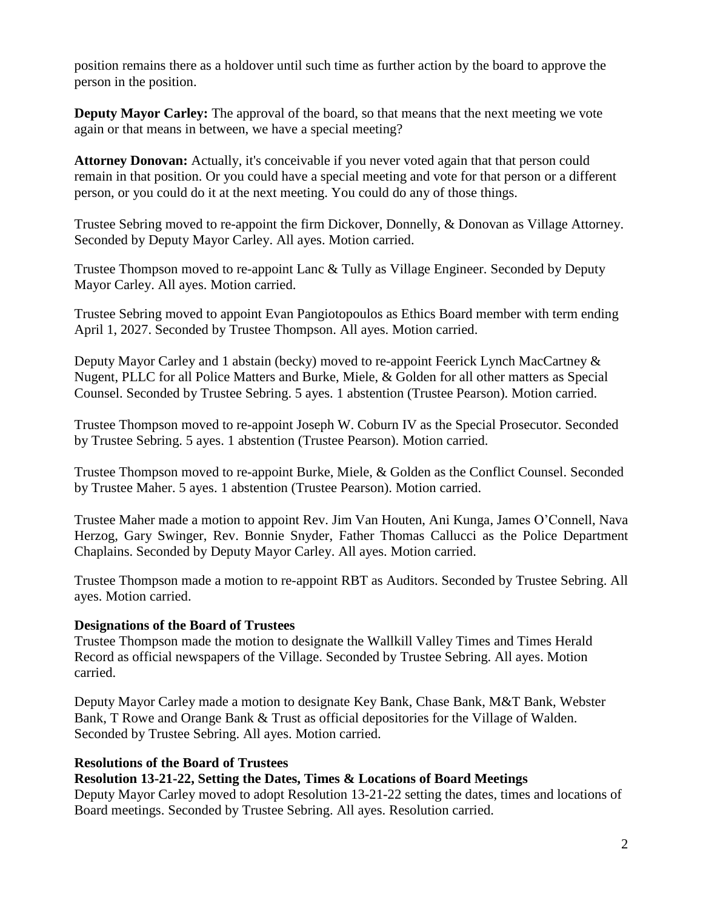position remains there as a holdover until such time as further action by the board to approve the person in the position.

**Deputy Mayor Carley:** The approval of the board, so that means that the next meeting we vote again or that means in between, we have a special meeting?

**Attorney Donovan:** Actually, it's conceivable if you never voted again that that person could remain in that position. Or you could have a special meeting and vote for that person or a different person, or you could do it at the next meeting. You could do any of those things.

Trustee Sebring moved to re-appoint the firm Dickover, Donnelly, & Donovan as Village Attorney. Seconded by Deputy Mayor Carley. All ayes. Motion carried.

Trustee Thompson moved to re-appoint Lanc & Tully as Village Engineer. Seconded by Deputy Mayor Carley. All ayes. Motion carried.

Trustee Sebring moved to appoint Evan Pangiotopoulos as Ethics Board member with term ending April 1, 2027. Seconded by Trustee Thompson. All ayes. Motion carried.

Deputy Mayor Carley and 1 abstain (becky) moved to re-appoint Feerick Lynch MacCartney & Nugent, PLLC for all Police Matters and Burke, Miele, & Golden for all other matters as Special Counsel. Seconded by Trustee Sebring. 5 ayes. 1 abstention (Trustee Pearson). Motion carried.

Trustee Thompson moved to re-appoint Joseph W. Coburn IV as the Special Prosecutor. Seconded by Trustee Sebring. 5 ayes. 1 abstention (Trustee Pearson). Motion carried.

Trustee Thompson moved to re-appoint Burke, Miele, & Golden as the Conflict Counsel. Seconded by Trustee Maher. 5 ayes. 1 abstention (Trustee Pearson). Motion carried.

Trustee Maher made a motion to appoint Rev. Jim Van Houten, Ani Kunga, James O'Connell, Nava Herzog, Gary Swinger, Rev. Bonnie Snyder, Father Thomas Callucci as the Police Department Chaplains. Seconded by Deputy Mayor Carley. All ayes. Motion carried.

Trustee Thompson made a motion to re-appoint RBT as Auditors. Seconded by Trustee Sebring. All ayes. Motion carried.

**Designations of the Board of Trustees**

Trustee Thompson made the motion to designate the Wallkill Valley Times and Times Herald Record as official newspapers of the Village. Seconded by Trustee Sebring. All ayes. Motion carried.

Deputy Mayor Carley made a motion to designate Key Bank, Chase Bank, M&T Bank, Webster Bank, T Rowe and Orange Bank & Trust as official depositories for the Village of Walden. Seconded by Trustee Sebring. All ayes. Motion carried.

**Resolutions of the Board of Trustees**

**Resolution 13-21-22, Setting the Dates, Times & Locations of Board Meetings**

Deputy Mayor Carley moved to adopt Resolution 13-21-22 setting the dates, times and locations of Board meetings. Seconded by Trustee Sebring. All ayes. Resolution carried.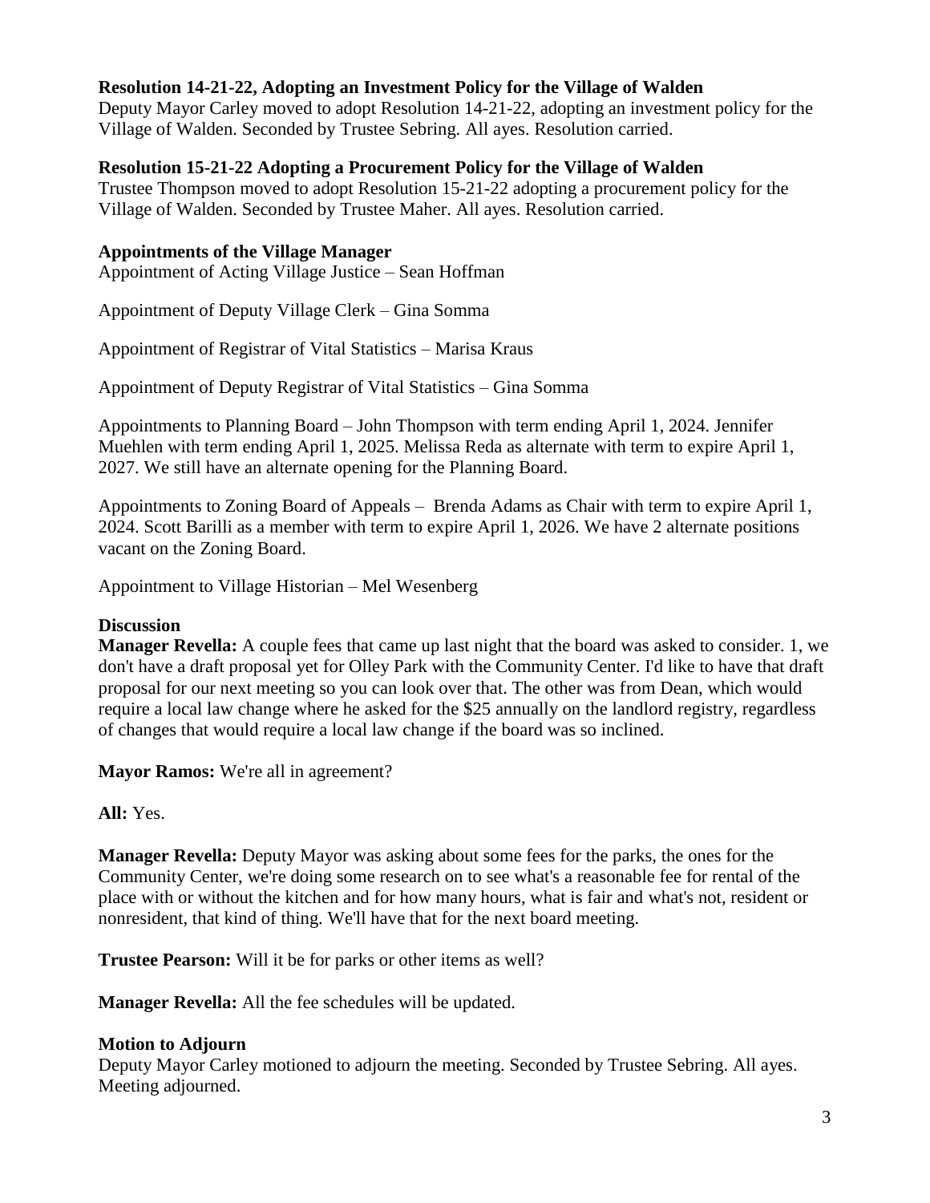**Resolution 14-21-22, Adopting an Investment Policy for the Village of Walden**
Deputy Mayor Carley moved to adopt Resolution 14-21-22, adopting an investment policy for the Village of Walden. Seconded by Trustee Sebring. All ayes. Resolution carried.

**Resolution 15-21-22 Adopting a Procurement Policy for the Village of Walden**
Trustee Thompson moved to adopt Resolution 15-21-22 adopting a procurement policy for the Village of Walden. Seconded by Trustee Maher. All ayes. Resolution carried.

**Appointments of the Village Manager**
Appointment of Acting Village Justice – Sean Hoffman

Appointment of Deputy Village Clerk – Gina Somma

Appointment of Registrar of Vital Statistics – Marisa Kraus

Appointment of Deputy Registrar of Vital Statistics – Gina Somma

Appointments to Planning Board – John Thompson with term ending April 1, 2024. Jennifer Muehlen with term ending April 1, 2025. Melissa Reda as alternate with term to expire April 1, 2027. We still have an alternate opening for the Planning Board.

Appointments to Zoning Board of Appeals – Brenda Adams as Chair with term to expire April 1, 2024. Scott Barilli as a member with term to expire April 1, 2026. We have 2 alternate positions vacant on the Zoning Board.

Appointment to Village Historian – Mel Wesenberg

**Discussion**
**Manager Revella:** A couple fees that came up last night that the board was asked to consider. 1, we don't have a draft proposal yet for Olley Park with the Community Center. I'd like to have that draft proposal for our next meeting so you can look over that. The other was from Dean, which would require a local law change where he asked for the $25 annually on the landlord registry, regardless of changes that would require a local law change if the board was so inclined.

**Mayor Ramos:** We're all in agreement?

**All:** Yes.

**Manager Revella:** Deputy Mayor was asking about some fees for the parks, the ones for the Community Center, we're doing some research on to see what's a reasonable fee for rental of the place with or without the kitchen and for how many hours, what is fair and what's not, resident or nonresident, that kind of thing. We'll have that for the next board meeting.

**Trustee Pearson:** Will it be for parks or other items as well?

**Manager Revella:** All the fee schedules will be updated.

**Motion to Adjourn**
Deputy Mayor Carley motioned to adjourn the meeting. Seconded by Trustee Sebring. All ayes. Meeting adjourned.